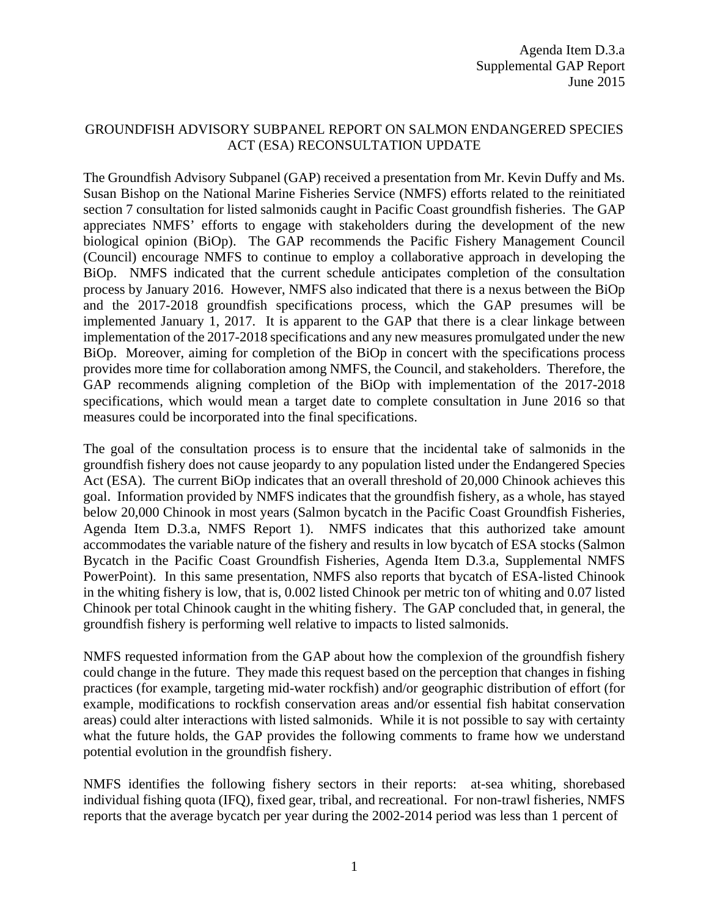Agenda Item D.3.a
Supplemental GAP Report
June 2015

# GROUNDFISH ADVISORY SUBPANEL REPORT ON SALMON ENDANGERED SPECIES ACT (ESA) RECONSULTATION UPDATE

The Groundfish Advisory Subpanel (GAP) received a presentation from Mr. Kevin Duffy and Ms. Susan Bishop on the National Marine Fisheries Service (NMFS) efforts related to the reinitiated section 7 consultation for listed salmonids caught in Pacific Coast groundfish fisheries. The GAP appreciates NMFS' efforts to engage with stakeholders during the development of the new biological opinion (BiOp). The GAP recommends the Pacific Fishery Management Council (Council) encourage NMFS to continue to employ a collaborative approach in developing the BiOp. NMFS indicated that the current schedule anticipates completion of the consultation process by January 2016. However, NMFS also indicated that there is a nexus between the BiOp and the 2017-2018 groundfish specifications process, which the GAP presumes will be implemented January 1, 2017. It is apparent to the GAP that there is a clear linkage between implementation of the 2017-2018 specifications and any new measures promulgated under the new BiOp. Moreover, aiming for completion of the BiOp in concert with the specifications process provides more time for collaboration among NMFS, the Council, and stakeholders. Therefore, the GAP recommends aligning completion of the BiOp with implementation of the 2017-2018 specifications, which would mean a target date to complete consultation in June 2016 so that measures could be incorporated into the final specifications.

The goal of the consultation process is to ensure that the incidental take of salmonids in the groundfish fishery does not cause jeopardy to any population listed under the Endangered Species Act (ESA). The current BiOp indicates that an overall threshold of 20,000 Chinook achieves this goal. Information provided by NMFS indicates that the groundfish fishery, as a whole, has stayed below 20,000 Chinook in most years (Salmon bycatch in the Pacific Coast Groundfish Fisheries, Agenda Item D.3.a, NMFS Report 1). NMFS indicates that this authorized take amount accommodates the variable nature of the fishery and results in low bycatch of ESA stocks (Salmon Bycatch in the Pacific Coast Groundfish Fisheries, Agenda Item D.3.a, Supplemental NMFS PowerPoint). In this same presentation, NMFS also reports that bycatch of ESA-listed Chinook in the whiting fishery is low, that is, 0.002 listed Chinook per metric ton of whiting and 0.07 listed Chinook per total Chinook caught in the whiting fishery. The GAP concluded that, in general, the groundfish fishery is performing well relative to impacts to listed salmonids.

NMFS requested information from the GAP about how the complexion of the groundfish fishery could change in the future. They made this request based on the perception that changes in fishing practices (for example, targeting mid-water rockfish) and/or geographic distribution of effort (for example, modifications to rockfish conservation areas and/or essential fish habitat conservation areas) could alter interactions with listed salmonids. While it is not possible to say with certainty what the future holds, the GAP provides the following comments to frame how we understand potential evolution in the groundfish fishery.

NMFS identifies the following fishery sectors in their reports: at-sea whiting, shorebased individual fishing quota (IFQ), fixed gear, tribal, and recreational. For non-trawl fisheries, NMFS reports that the average bycatch per year during the 2002-2014 period was less than 1 percent of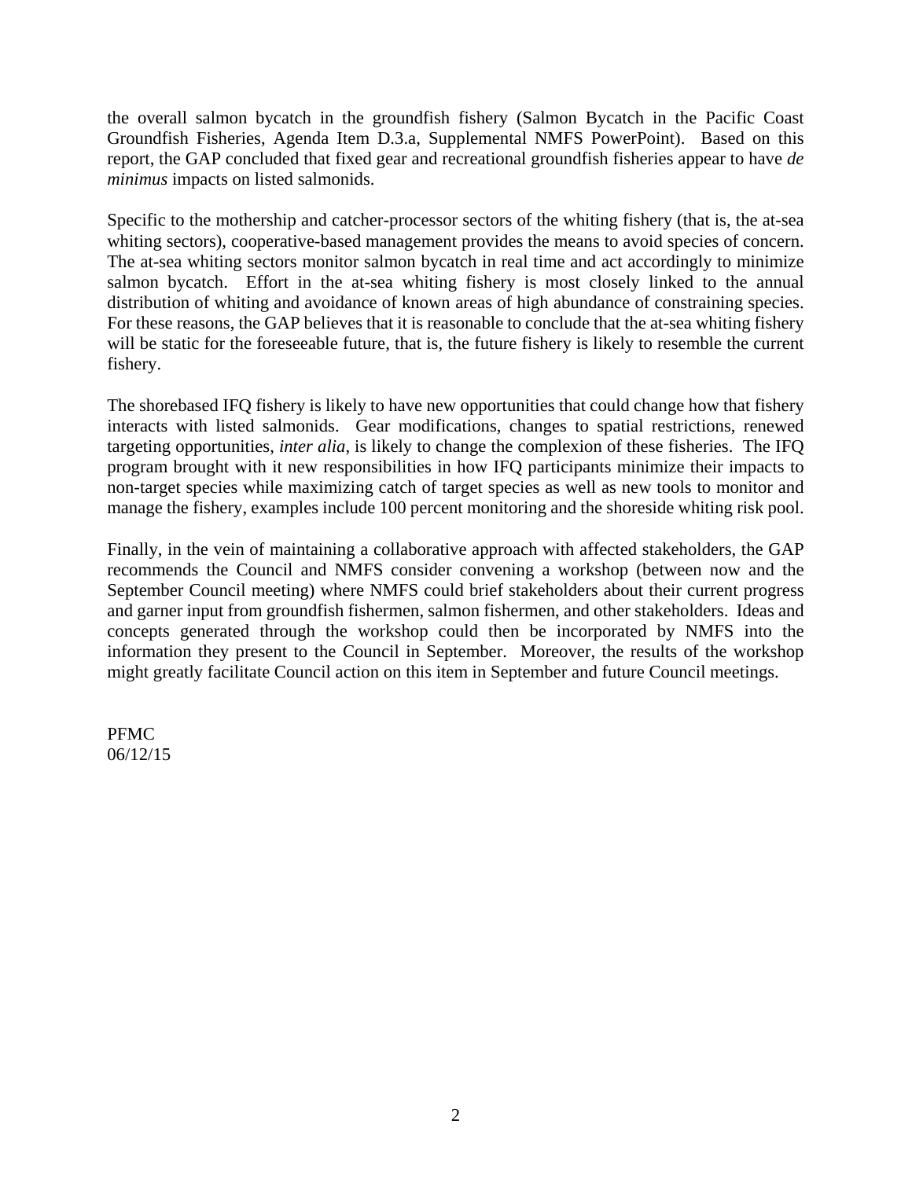the overall salmon bycatch in the groundfish fishery (Salmon Bycatch in the Pacific Coast Groundfish Fisheries, Agenda Item D.3.a, Supplemental NMFS PowerPoint). Based on this report, the GAP concluded that fixed gear and recreational groundfish fisheries appear to have *de minimus* impacts on listed salmonids.

Specific to the mothership and catcher-processor sectors of the whiting fishery (that is, the at-sea whiting sectors), cooperative-based management provides the means to avoid species of concern. The at-sea whiting sectors monitor salmon bycatch in real time and act accordingly to minimize salmon bycatch. Effort in the at-sea whiting fishery is most closely linked to the annual distribution of whiting and avoidance of known areas of high abundance of constraining species. For these reasons, the GAP believes that it is reasonable to conclude that the at-sea whiting fishery will be static for the foreseeable future, that is, the future fishery is likely to resemble the current fishery.

The shorebased IFQ fishery is likely to have new opportunities that could change how that fishery interacts with listed salmonids. Gear modifications, changes to spatial restrictions, renewed targeting opportunities, *inter alia*, is likely to change the complexion of these fisheries. The IFQ program brought with it new responsibilities in how IFQ participants minimize their impacts to non-target species while maximizing catch of target species as well as new tools to monitor and manage the fishery, examples include 100 percent monitoring and the shoreside whiting risk pool.

Finally, in the vein of maintaining a collaborative approach with affected stakeholders, the GAP recommends the Council and NMFS consider convening a workshop (between now and the September Council meeting) where NMFS could brief stakeholders about their current progress and garner input from groundfish fishermen, salmon fishermen, and other stakeholders. Ideas and concepts generated through the workshop could then be incorporated by NMFS into the information they present to the Council in September. Moreover, the results of the workshop might greatly facilitate Council action on this item in September and future Council meetings.

PFMC
06/12/15